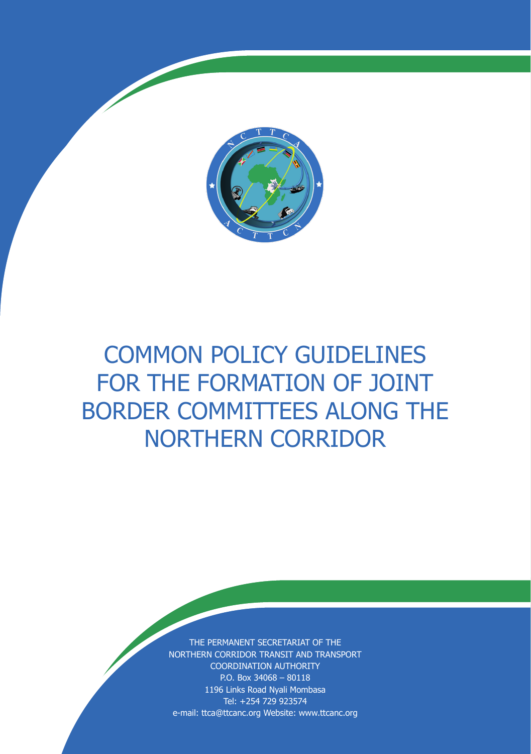# COMMON POLICY GUIDELINES FOR THE FORMATION OF JOINT BORDER COMMITTEES ALONG THE NORTHERN CORRIDOR

THE PERMANENT SECRETARIAT OF THE
NORTHERN CORRIDOR TRANSIT AND TRANSPORT
COORDINATION AUTHORITY
P.O. Box 34068 – 80118
1196 Links Road Nyali Mombasa
Tel: +254 729 923574
e-mail: ttca@ttcanc.org Website: www.ttcanc.org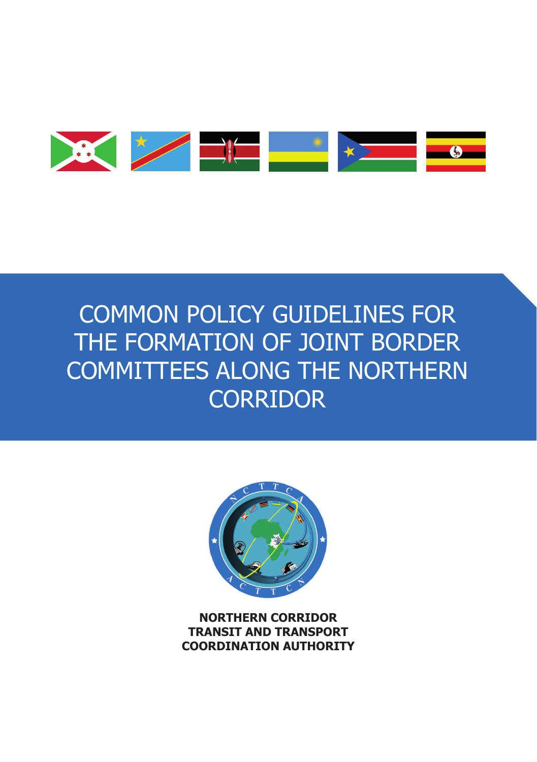# COMMON POLICY GUIDELINES FOR THE FORMATION OF JOINT BORDER COMMITTEES ALONG THE NORTHERN CORRIDOR

**NORTHERN CORRIDOR TRANSIT AND TRANSPORT COORDINATION AUTHORITY**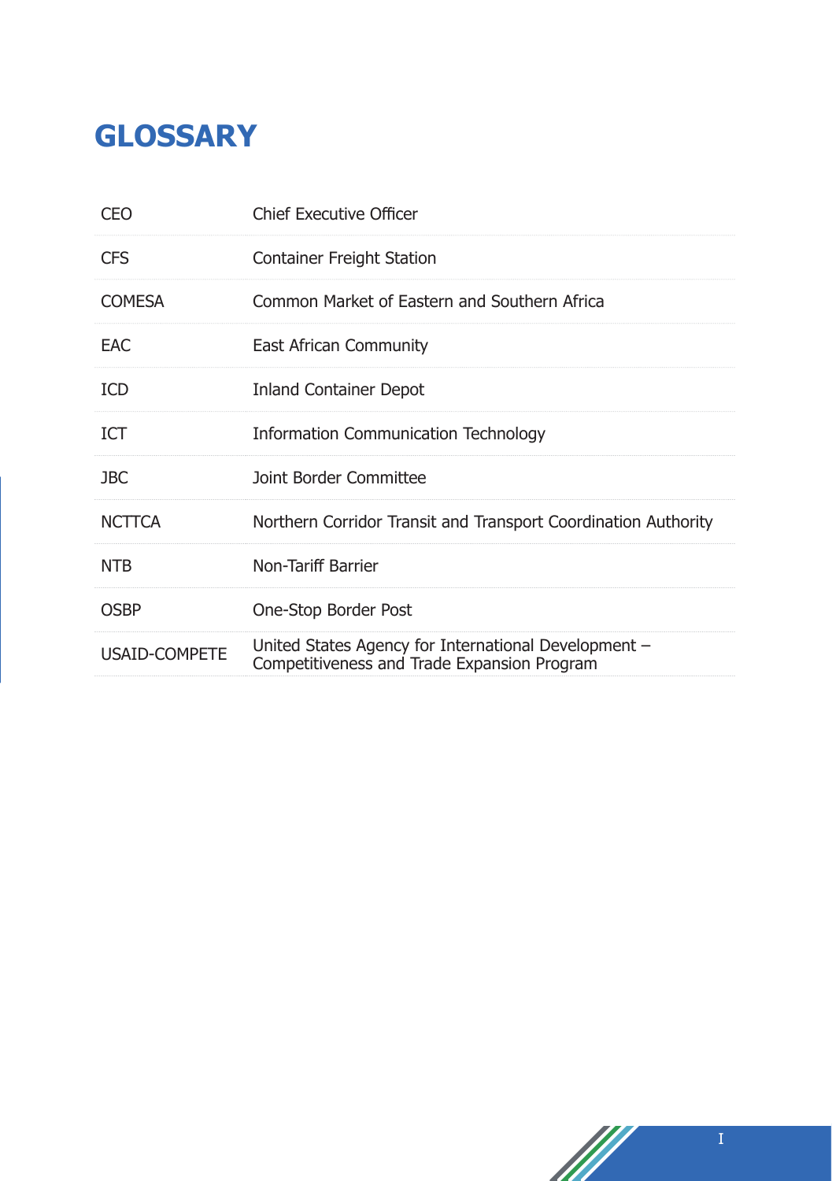# GLOSSARY

| | |
|---|---|
| CEO | Chief Executive Officer |
| CFS | Container Freight Station |
| COMESA | Common Market of Eastern and Southern Africa |
| EAC | East African Community |
| ICD | Inland Container Depot |
| ICT | Information Communication Technology |
| JBC | Joint Border Committee |
| NCTTCA | Northern Corridor Transit and Transport Coordination Authority |
| NTB | Non-Tariff Barrier |
| OSBP | One-Stop Border Post |
| USAID-COMPETE | United States Agency for International Development – Competitiveness and Trade Expansion Program |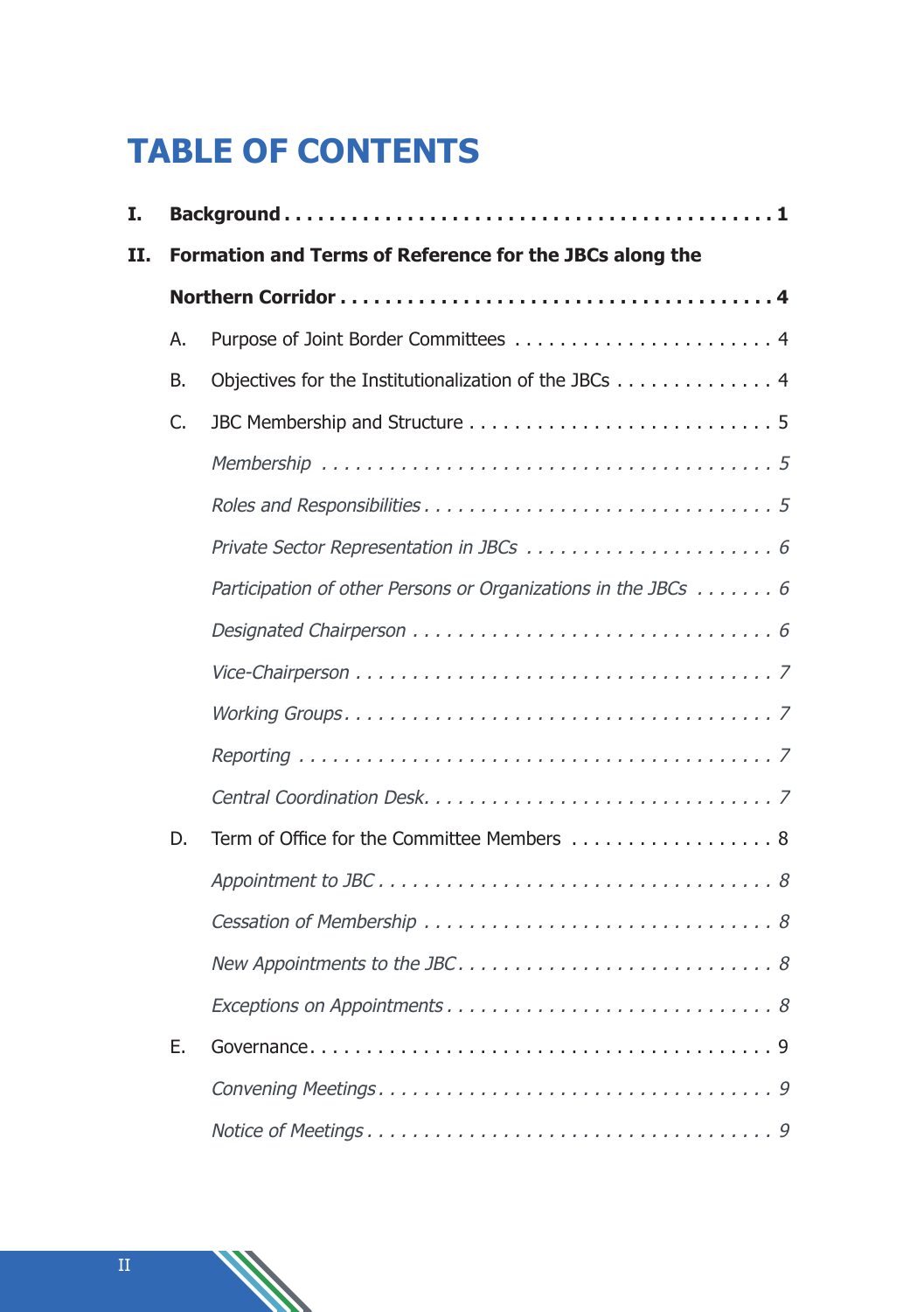# TABLE OF CONTENTS

**I. Background . . . 1**

**II. Formation and Terms of Reference for the JBCs along the Northern Corridor . . . 4**

- A. Purpose of Joint Border Committees . . . 4
- B. Objectives for the Institutionalization of the JBCs . . . 4
- C. JBC Membership and Structure . . . 5
  - *Membership . . . 5*
  - *Roles and Responsibilities . . . 5*
  - *Private Sector Representation in JBCs . . . 6*
  - *Participation of other Persons or Organizations in the JBCs . . . 6*
  - *Designated Chairperson . . . 6*
  - *Vice-Chairperson . . . 7*
  - *Working Groups . . . 7*
  - *Reporting . . . 7*
  - *Central Coordination Desk . . . 7*
- D. Term of Office for the Committee Members . . . 8
  - *Appointment to JBC . . . 8*
  - *Cessation of Membership . . . 8*
  - *New Appointments to the JBC . . . 8*
  - *Exceptions on Appointments . . . 8*
- E. Governance . . . 9
  - *Convening Meetings . . . 9*
  - *Notice of Meetings . . . 9*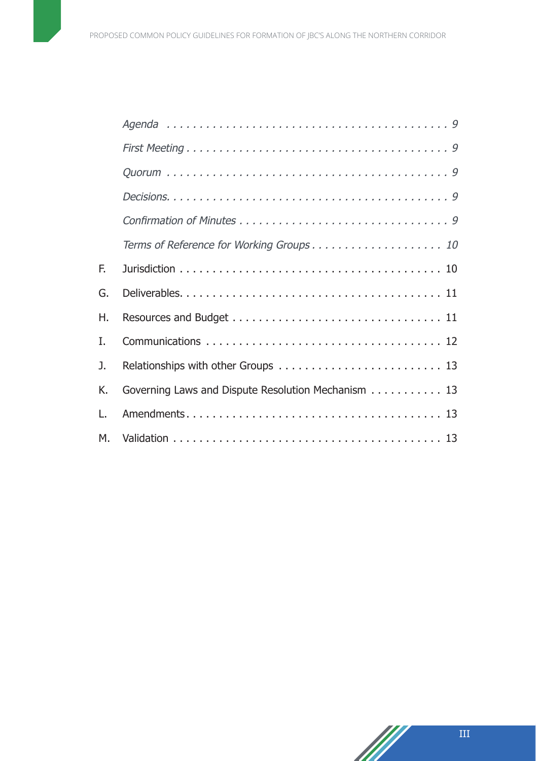- *Agenda* ........................................ *9*
- *First Meeting* ................................ *9*
- *Quorum* ....................................... *9*
- *Decisions.* ..................................... *9*
- *Confirmation of Minutes* ................. *9*
- *Terms of Reference for Working Groups* ........ *10*

F. Jurisdiction ........................................ 10

G. Deliverables. ...................................... 11

H. Resources and Budget ........................ 11

I. Communications .................................. 12

J. Relationships with other Groups ........ 13

K. Governing Laws and Dispute Resolution Mechanism ........ 13

L. Amendments ....................................... 13

M. Validation ........................................... 13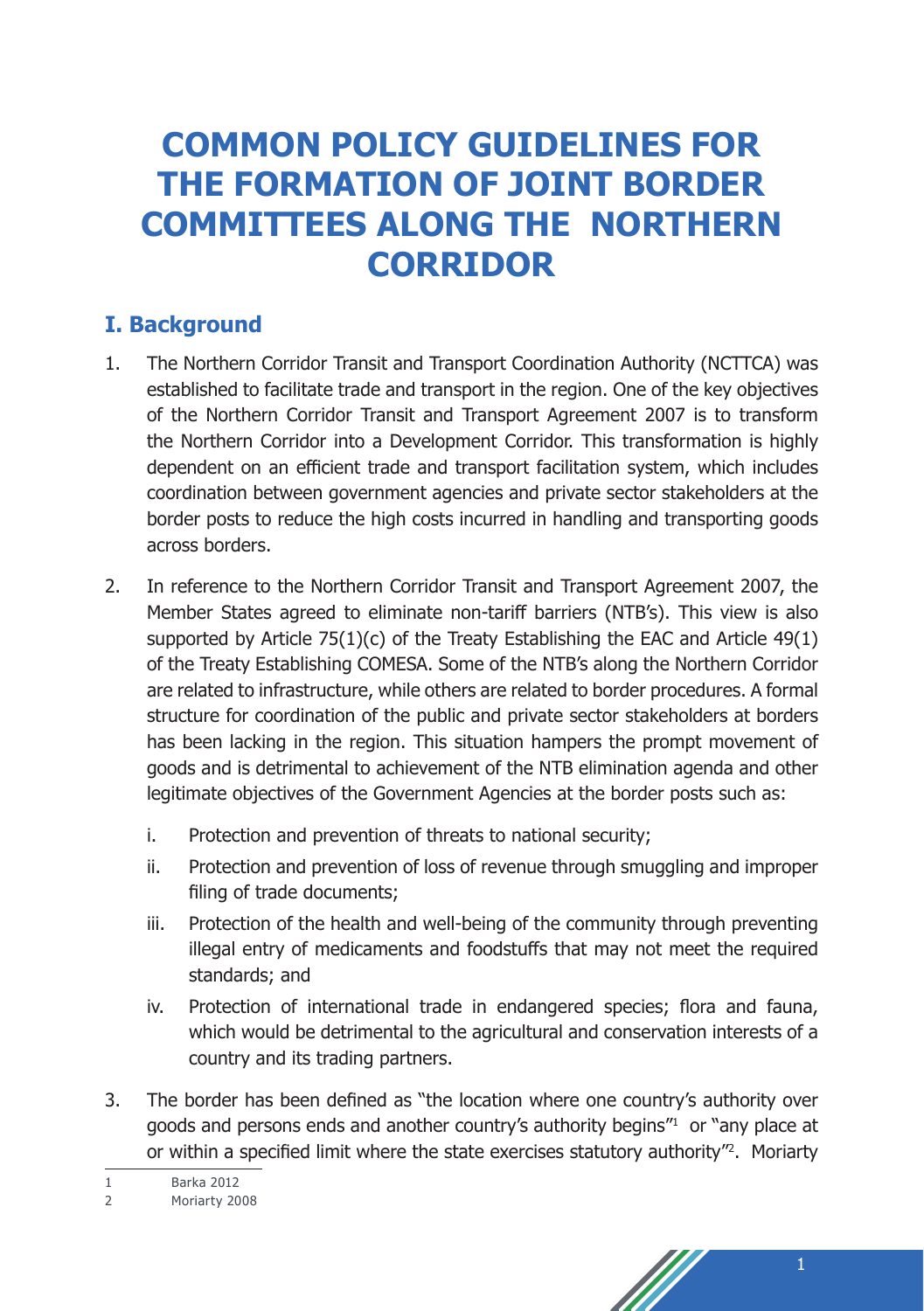# COMMON POLICY GUIDELINES FOR THE FORMATION OF JOINT BORDER COMMITTEES ALONG THE NORTHERN CORRIDOR

## I. Background

1. The Northern Corridor Transit and Transport Coordination Authority (NCTTCA) was established to facilitate trade and transport in the region. One of the key objectives of the Northern Corridor Transit and Transport Agreement 2007 is to transform the Northern Corridor into a Development Corridor. This transformation is highly dependent on an efficient trade and transport facilitation system, which includes coordination between government agencies and private sector stakeholders at the border posts to reduce the high costs incurred in handling and transporting goods across borders.

2. In reference to the Northern Corridor Transit and Transport Agreement 2007, the Member States agreed to eliminate non-tariff barriers (NTB's). This view is also supported by Article 75(1)(c) of the Treaty Establishing the EAC and Article 49(1) of the Treaty Establishing COMESA. Some of the NTB's along the Northern Corridor are related to infrastructure, while others are related to border procedures. A formal structure for coordination of the public and private sector stakeholders at borders has been lacking in the region. This situation hampers the prompt movement of goods and is detrimental to achievement of the NTB elimination agenda and other legitimate objectives of the Government Agencies at the border posts such as:

    i. Protection and prevention of threats to national security;

    ii. Protection and prevention of loss of revenue through smuggling and improper filing of trade documents;

    iii. Protection of the health and well-being of the community through preventing illegal entry of medicaments and foodstuffs that may not meet the required standards; and

    iv. Protection of international trade in endangered species; flora and fauna, which would be detrimental to the agricultural and conservation interests of a country and its trading partners.

3. The border has been defined as "the location where one country's authority over goods and persons ends and another country's authority begins"[1] or "any place at or within a specified limit where the state exercises statutory authority"[2]. Moriarty

---

1 Barka 2012

2 Moriarty 2008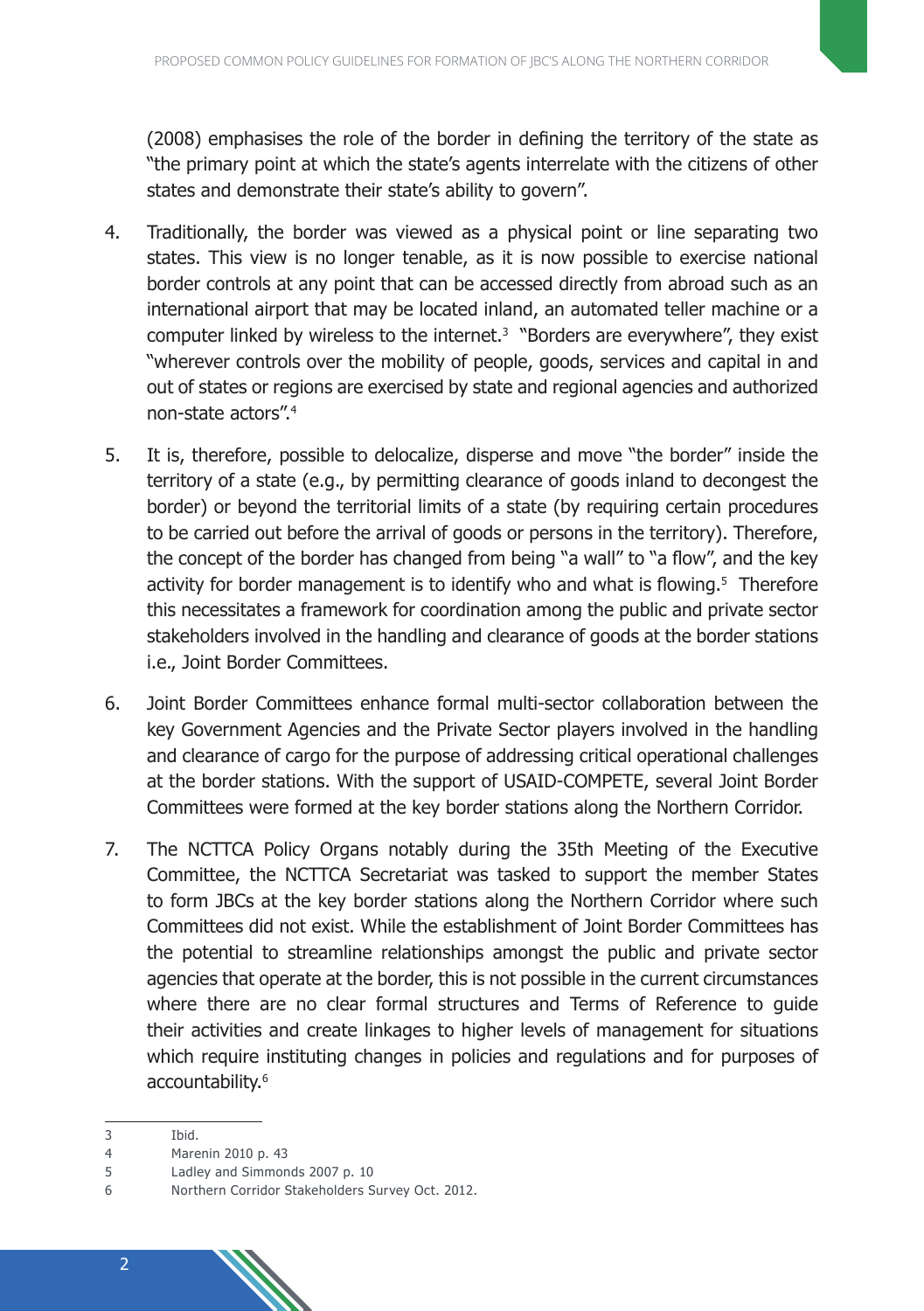(2008) emphasises the role of the border in defining the territory of the state as "the primary point at which the state's agents interrelate with the citizens of other states and demonstrate their state's ability to govern".

4. Traditionally, the border was viewed as a physical point or line separating two states. This view is no longer tenable, as it is now possible to exercise national border controls at any point that can be accessed directly from abroad such as an international airport that may be located inland, an automated teller machine or a computer linked by wireless to the internet.[3] "Borders are everywhere", they exist "wherever controls over the mobility of people, goods, services and capital in and out of states or regions are exercised by state and regional agencies and authorized non-state actors".[4]

5. It is, therefore, possible to delocalize, disperse and move "the border" inside the territory of a state (e.g., by permitting clearance of goods inland to decongest the border) or beyond the territorial limits of a state (by requiring certain procedures to be carried out before the arrival of goods or persons in the territory). Therefore, the concept of the border has changed from being "a wall" to "a flow", and the key activity for border management is to identify who and what is flowing.[5] Therefore this necessitates a framework for coordination among the public and private sector stakeholders involved in the handling and clearance of goods at the border stations i.e., Joint Border Committees.

6. Joint Border Committees enhance formal multi-sector collaboration between the key Government Agencies and the Private Sector players involved in the handling and clearance of cargo for the purpose of addressing critical operational challenges at the border stations. With the support of USAID-COMPETE, several Joint Border Committees were formed at the key border stations along the Northern Corridor.

7. The NCTTCA Policy Organs notably during the 35th Meeting of the Executive Committee, the NCTTCA Secretariat was tasked to support the member States to form JBCs at the key border stations along the Northern Corridor where such Committees did not exist. While the establishment of Joint Border Committees has the potential to streamline relationships amongst the public and private sector agencies that operate at the border, this is not possible in the current circumstances where there are no clear formal structures and Terms of Reference to guide their activities and create linkages to higher levels of management for situations which require instituting changes in policies and regulations and for purposes of accountability.[6]

---

3 Ibid.

4 Marenin 2010 p. 43

5 Ladley and Simmonds 2007 p. 10

6 Northern Corridor Stakeholders Survey Oct. 2012.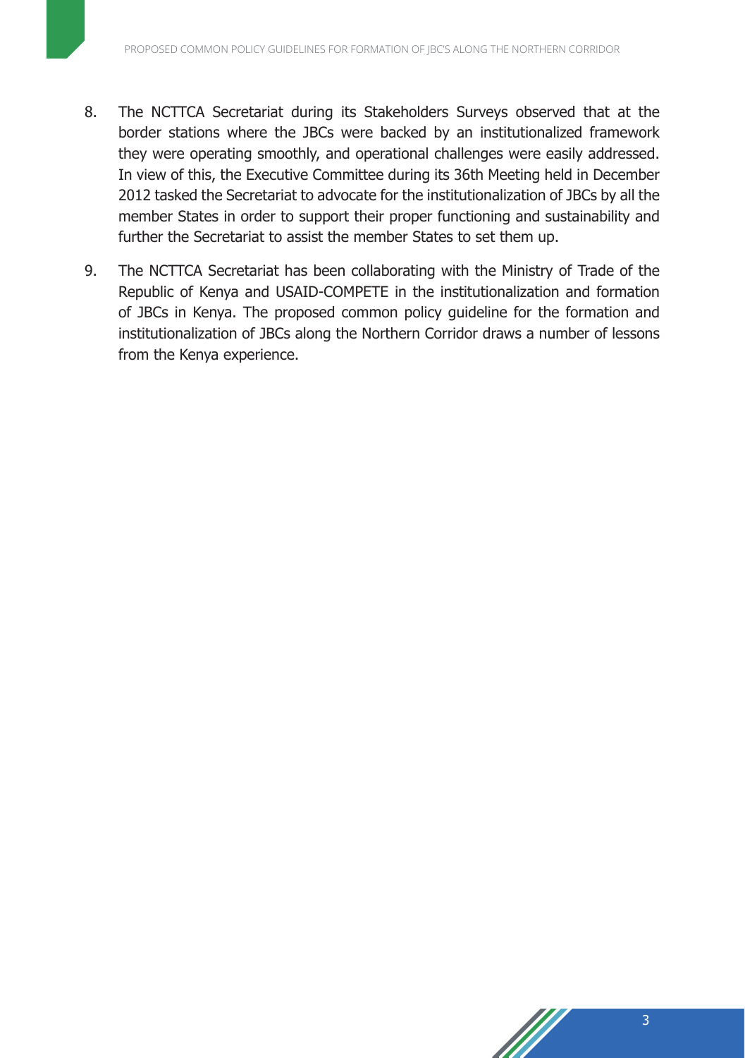8. The NCTTCA Secretariat during its Stakeholders Surveys observed that at the border stations where the JBCs were backed by an institutionalized framework they were operating smoothly, and operational challenges were easily addressed. In view of this, the Executive Committee during its 36th Meeting held in December 2012 tasked the Secretariat to advocate for the institutionalization of JBCs by all the member States in order to support their proper functioning and sustainability and further the Secretariat to assist the member States to set them up.

9. The NCTTCA Secretariat has been collaborating with the Ministry of Trade of the Republic of Kenya and USAID-COMPETE in the institutionalization and formation of JBCs in Kenya. The proposed common policy guideline for the formation and institutionalization of JBCs along the Northern Corridor draws a number of lessons from the Kenya experience.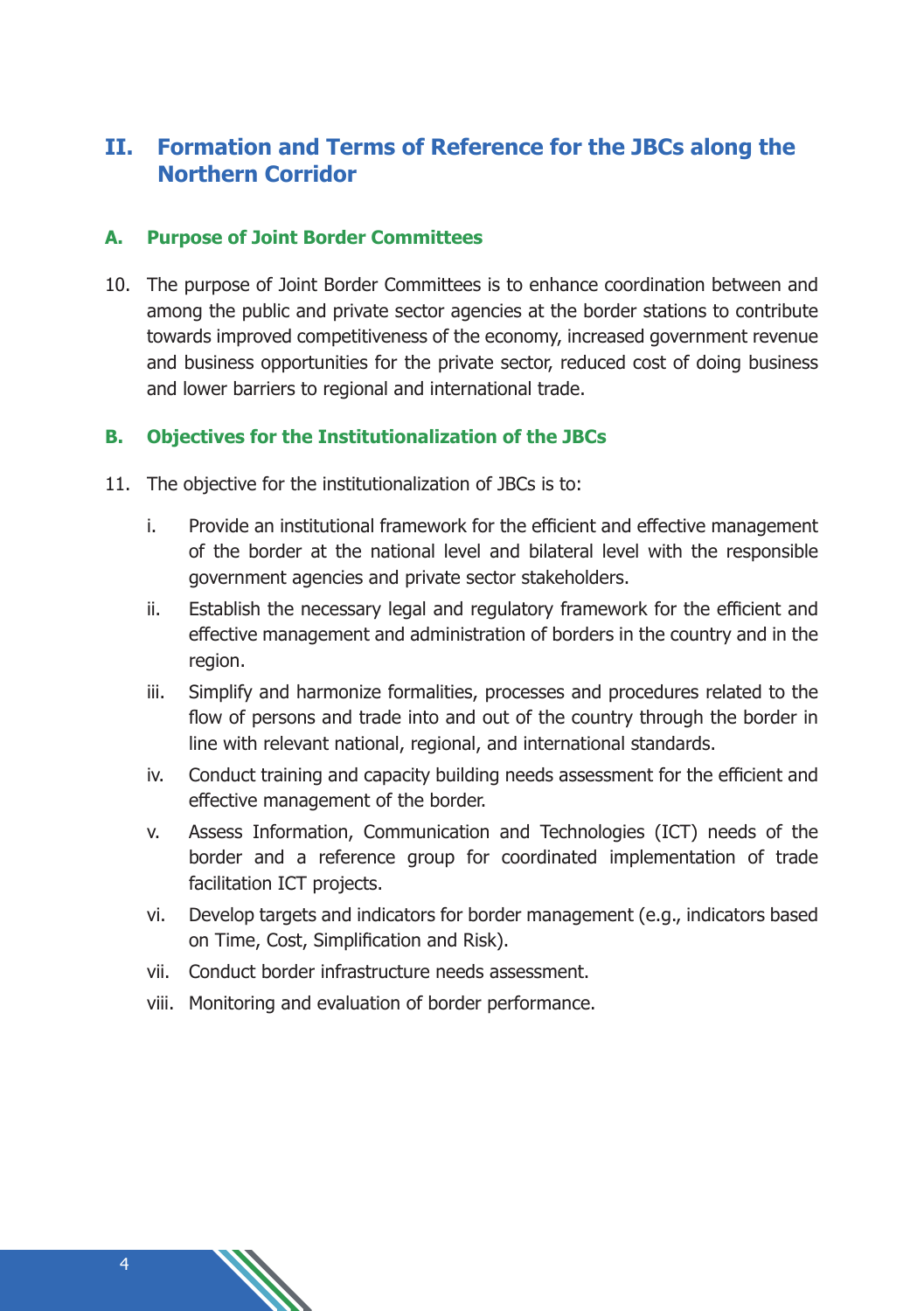## II. Formation and Terms of Reference for the JBCs along the Northern Corridor

### A. Purpose of Joint Border Committees

10. The purpose of Joint Border Committees is to enhance coordination between and among the public and private sector agencies at the border stations to contribute towards improved competitiveness of the economy, increased government revenue and business opportunities for the private sector, reduced cost of doing business and lower barriers to regional and international trade.

### B. Objectives for the Institutionalization of the JBCs

11. The objective for the institutionalization of JBCs is to:

    i. Provide an institutional framework for the efficient and effective management of the border at the national level and bilateral level with the responsible government agencies and private sector stakeholders.

    ii. Establish the necessary legal and regulatory framework for the efficient and effective management and administration of borders in the country and in the region.

    iii. Simplify and harmonize formalities, processes and procedures related to the flow of persons and trade into and out of the country through the border in line with relevant national, regional, and international standards.

    iv. Conduct training and capacity building needs assessment for the efficient and effective management of the border.

    v. Assess Information, Communication and Technologies (ICT) needs of the border and a reference group for coordinated implementation of trade facilitation ICT projects.

    vi. Develop targets and indicators for border management (e.g., indicators based on Time, Cost, Simplification and Risk).

    vii. Conduct border infrastructure needs assessment.

    viii. Monitoring and evaluation of border performance.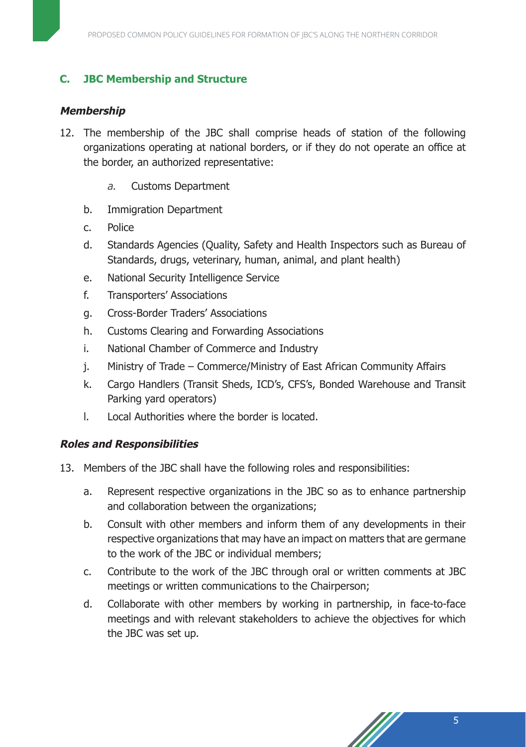## C. JBC Membership and Structure

### *Membership*

12. The membership of the JBC shall comprise heads of station of the following organizations operating at national borders, or if they do not operate an office at the border, an authorized representative:

    a. Customs Department
    b. Immigration Department
    c. Police
    d. Standards Agencies (Quality, Safety and Health Inspectors such as Bureau of Standards, drugs, veterinary, human, animal, and plant health)
    e. National Security Intelligence Service
    f. Transporters' Associations
    g. Cross-Border Traders' Associations
    h. Customs Clearing and Forwarding Associations
    i. National Chamber of Commerce and Industry
    j. Ministry of Trade – Commerce/Ministry of East African Community Affairs
    k. Cargo Handlers (Transit Sheds, ICD's, CFS's, Bonded Warehouse and Transit Parking yard operators)
    l. Local Authorities where the border is located.

### *Roles and Responsibilities*

13. Members of the JBC shall have the following roles and responsibilities:

    a. Represent respective organizations in the JBC so as to enhance partnership and collaboration between the organizations;
    b. Consult with other members and inform them of any developments in their respective organizations that may have an impact on matters that are germane to the work of the JBC or individual members;
    c. Contribute to the work of the JBC through oral or written comments at JBC meetings or written communications to the Chairperson;
    d. Collaborate with other members by working in partnership, in face-to-face meetings and with relevant stakeholders to achieve the objectives for which the JBC was set up.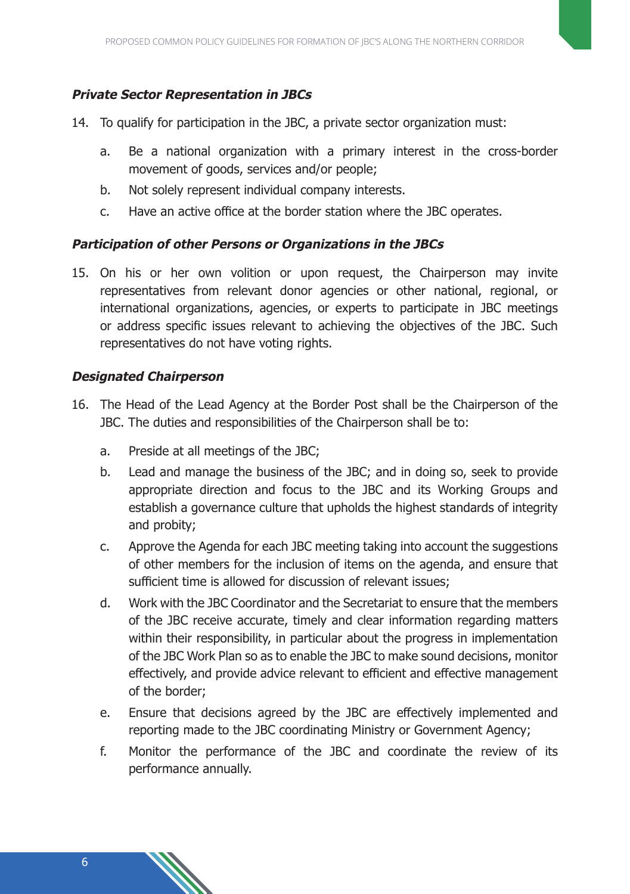***Private Sector Representation in JBCs***

14. To qualify for participation in the JBC, a private sector organization must:

    a. Be a national organization with a primary interest in the cross-border movement of goods, services and/or people;

    b. Not solely represent individual company interests.

    c. Have an active office at the border station where the JBC operates.

***Participation of other Persons or Organizations in the JBCs***

15. On his or her own volition or upon request, the Chairperson may invite representatives from relevant donor agencies or other national, regional, or international organizations, agencies, or experts to participate in JBC meetings or address specific issues relevant to achieving the objectives of the JBC. Such representatives do not have voting rights.

***Designated Chairperson***

16. The Head of the Lead Agency at the Border Post shall be the Chairperson of the JBC. The duties and responsibilities of the Chairperson shall be to:

    a. Preside at all meetings of the JBC;

    b. Lead and manage the business of the JBC; and in doing so, seek to provide appropriate direction and focus to the JBC and its Working Groups and establish a governance culture that upholds the highest standards of integrity and probity;

    c. Approve the Agenda for each JBC meeting taking into account the suggestions of other members for the inclusion of items on the agenda, and ensure that sufficient time is allowed for discussion of relevant issues;

    d. Work with the JBC Coordinator and the Secretariat to ensure that the members of the JBC receive accurate, timely and clear information regarding matters within their responsibility, in particular about the progress in implementation of the JBC Work Plan so as to enable the JBC to make sound decisions, monitor effectively, and provide advice relevant to efficient and effective management of the border;

    e. Ensure that decisions agreed by the JBC are effectively implemented and reporting made to the JBC coordinating Ministry or Government Agency;

    f. Monitor the performance of the JBC and coordinate the review of its performance annually.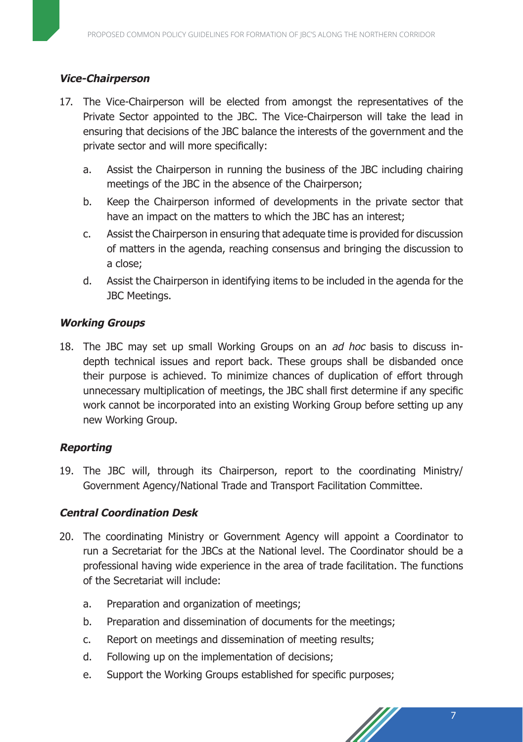### *Vice-Chairperson*

17. The Vice-Chairperson will be elected from amongst the representatives of the Private Sector appointed to the JBC. The Vice-Chairperson will take the lead in ensuring that decisions of the JBC balance the interests of the government and the private sector and will more specifically:

    a. Assist the Chairperson in running the business of the JBC including chairing meetings of the JBC in the absence of the Chairperson;

    b. Keep the Chairperson informed of developments in the private sector that have an impact on the matters to which the JBC has an interest;

    c. Assist the Chairperson in ensuring that adequate time is provided for discussion of matters in the agenda, reaching consensus and bringing the discussion to a close;

    d. Assist the Chairperson in identifying items to be included in the agenda for the JBC Meetings.

### *Working Groups*

18. The JBC may set up small Working Groups on an *ad hoc* basis to discuss in-depth technical issues and report back. These groups shall be disbanded once their purpose is achieved. To minimize chances of duplication of effort through unnecessary multiplication of meetings, the JBC shall first determine if any specific work cannot be incorporated into an existing Working Group before setting up any new Working Group.

### *Reporting*

19. The JBC will, through its Chairperson, report to the coordinating Ministry/ Government Agency/National Trade and Transport Facilitation Committee.

### *Central Coordination Desk*

20. The coordinating Ministry or Government Agency will appoint a Coordinator to run a Secretariat for the JBCs at the National level. The Coordinator should be a professional having wide experience in the area of trade facilitation. The functions of the Secretariat will include:

    a. Preparation and organization of meetings;

    b. Preparation and dissemination of documents for the meetings;

    c. Report on meetings and dissemination of meeting results;

    d. Following up on the implementation of decisions;

    e. Support the Working Groups established for specific purposes;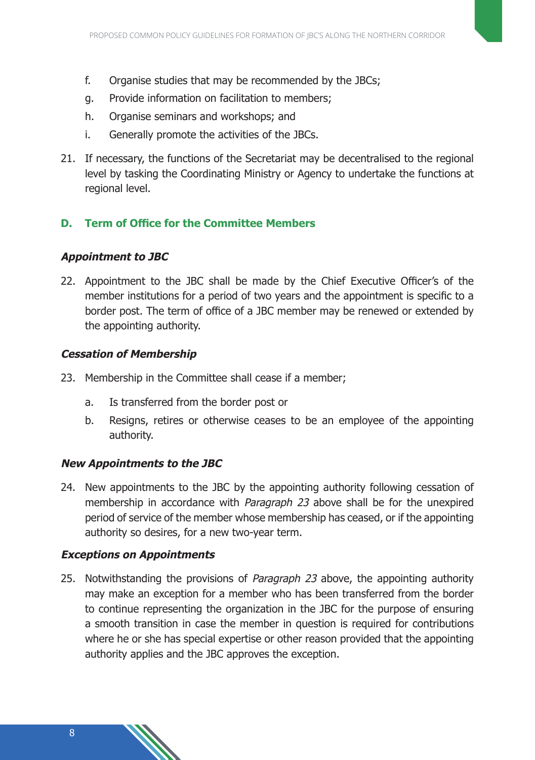f. Organise studies that may be recommended by the JBCs;

g. Provide information on facilitation to members;

h. Organise seminars and workshops; and

i. Generally promote the activities of the JBCs.

21. If necessary, the functions of the Secretariat may be decentralised to the regional level by tasking the Coordinating Ministry or Agency to undertake the functions at regional level.

## D. Term of Office for the Committee Members

### *Appointment to JBC*

22. Appointment to the JBC shall be made by the Chief Executive Officer's of the member institutions for a period of two years and the appointment is specific to a border post. The term of office of a JBC member may be renewed or extended by the appointing authority.

### *Cessation of Membership*

23. Membership in the Committee shall cease if a member;

    a. Is transferred from the border post or

    b. Resigns, retires or otherwise ceases to be an employee of the appointing authority.

### *New Appointments to the JBC*

24. New appointments to the JBC by the appointing authority following cessation of membership in accordance with *Paragraph 23* above shall be for the unexpired period of service of the member whose membership has ceased, or if the appointing authority so desires, for a new two-year term.

### *Exceptions on Appointments*

25. Notwithstanding the provisions of *Paragraph 23* above, the appointing authority may make an exception for a member who has been transferred from the border to continue representing the organization in the JBC for the purpose of ensuring a smooth transition in case the member in question is required for contributions where he or she has special expertise or other reason provided that the appointing authority applies and the JBC approves the exception.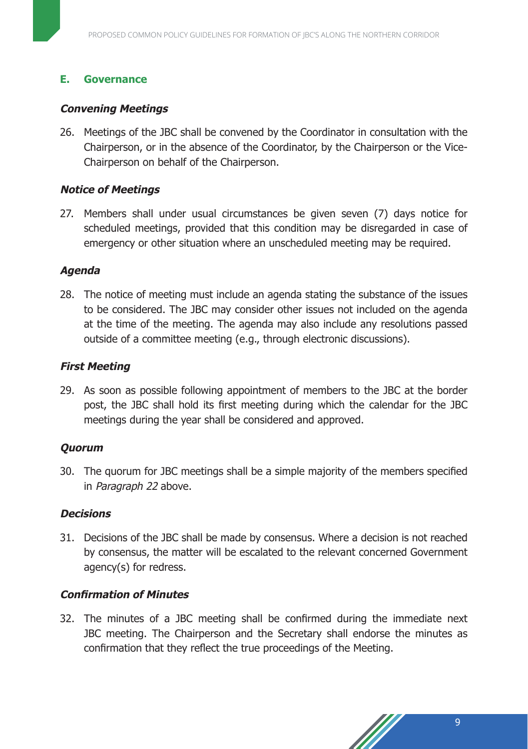## E. Governance

### *Convening Meetings*

26. Meetings of the JBC shall be convened by the Coordinator in consultation with the Chairperson, or in the absence of the Coordinator, by the Chairperson or the Vice-Chairperson on behalf of the Chairperson.

### *Notice of Meetings*

27. Members shall under usual circumstances be given seven (7) days notice for scheduled meetings, provided that this condition may be disregarded in case of emergency or other situation where an unscheduled meeting may be required.

### *Agenda*

28. The notice of meeting must include an agenda stating the substance of the issues to be considered. The JBC may consider other issues not included on the agenda at the time of the meeting. The agenda may also include any resolutions passed outside of a committee meeting (e.g., through electronic discussions).

### *First Meeting*

29. As soon as possible following appointment of members to the JBC at the border post, the JBC shall hold its first meeting during which the calendar for the JBC meetings during the year shall be considered and approved.

### *Quorum*

30. The quorum for JBC meetings shall be a simple majority of the members specified in *Paragraph 22* above.

### *Decisions*

31. Decisions of the JBC shall be made by consensus. Where a decision is not reached by consensus, the matter will be escalated to the relevant concerned Government agency(s) for redress.

### *Confirmation of Minutes*

32. The minutes of a JBC meeting shall be confirmed during the immediate next JBC meeting. The Chairperson and the Secretary shall endorse the minutes as confirmation that they reflect the true proceedings of the Meeting.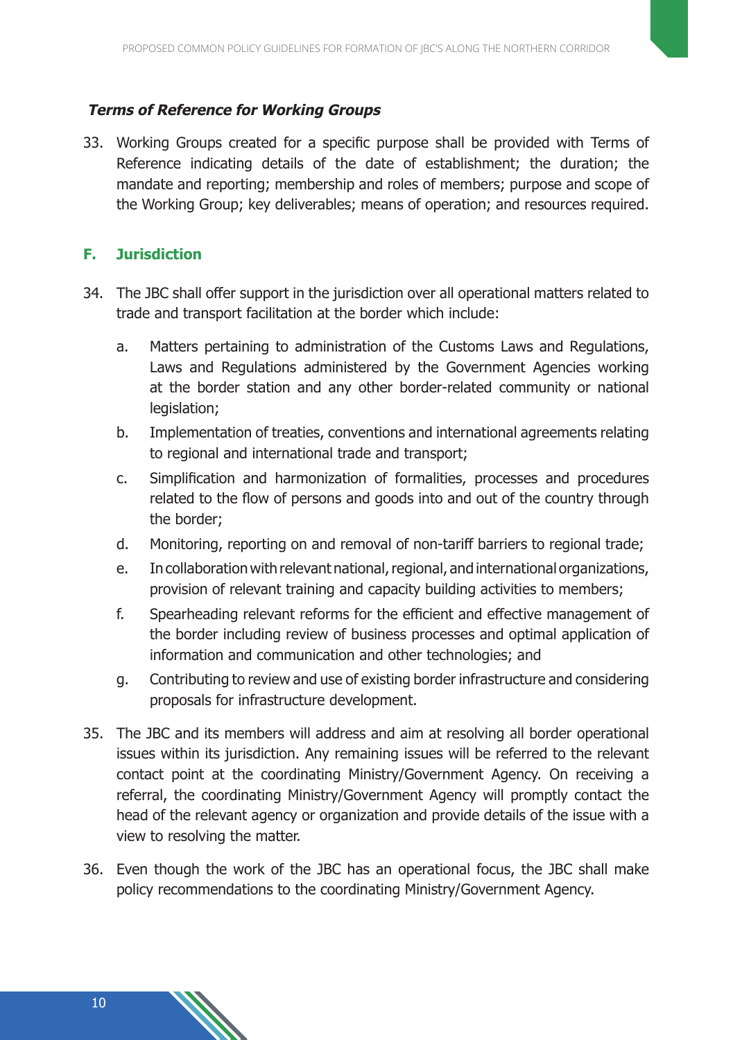***Terms of Reference for Working Groups***

33. Working Groups created for a specific purpose shall be provided with Terms of Reference indicating details of the date of establishment; the duration; the mandate and reporting; membership and roles of members; purpose and scope of the Working Group; key deliverables; means of operation; and resources required.

## F. Jurisdiction

34. The JBC shall offer support in the jurisdiction over all operational matters related to trade and transport facilitation at the border which include:

    a. Matters pertaining to administration of the Customs Laws and Regulations, Laws and Regulations administered by the Government Agencies working at the border station and any other border-related community or national legislation;

    b. Implementation of treaties, conventions and international agreements relating to regional and international trade and transport;

    c. Simplification and harmonization of formalities, processes and procedures related to the flow of persons and goods into and out of the country through the border;

    d. Monitoring, reporting on and removal of non-tariff barriers to regional trade;

    e. In collaboration with relevant national, regional, and international organizations, provision of relevant training and capacity building activities to members;

    f. Spearheading relevant reforms for the efficient and effective management of the border including review of business processes and optimal application of information and communication and other technologies; and

    g. Contributing to review and use of existing border infrastructure and considering proposals for infrastructure development.

35. The JBC and its members will address and aim at resolving all border operational issues within its jurisdiction. Any remaining issues will be referred to the relevant contact point at the coordinating Ministry/Government Agency. On receiving a referral, the coordinating Ministry/Government Agency will promptly contact the head of the relevant agency or organization and provide details of the issue with a view to resolving the matter.

36. Even though the work of the JBC has an operational focus, the JBC shall make policy recommendations to the coordinating Ministry/Government Agency.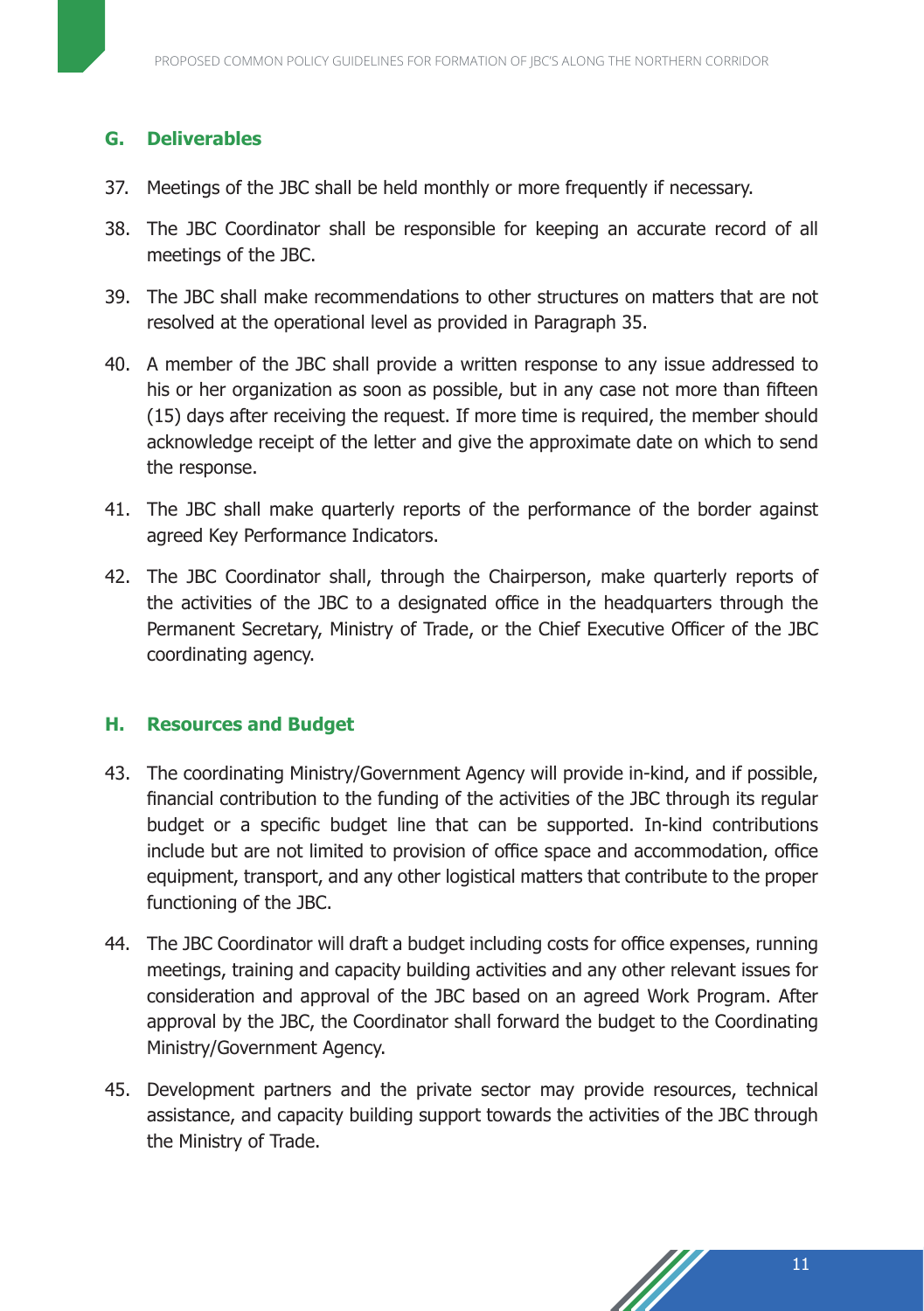## G. Deliverables

37. Meetings of the JBC shall be held monthly or more frequently if necessary.
38. The JBC Coordinator shall be responsible for keeping an accurate record of all meetings of the JBC.
39. The JBC shall make recommendations to other structures on matters that are not resolved at the operational level as provided in Paragraph 35.
40. A member of the JBC shall provide a written response to any issue addressed to his or her organization as soon as possible, but in any case not more than fifteen (15) days after receiving the request. If more time is required, the member should acknowledge receipt of the letter and give the approximate date on which to send the response.
41. The JBC shall make quarterly reports of the performance of the border against agreed Key Performance Indicators.
42. The JBC Coordinator shall, through the Chairperson, make quarterly reports of the activities of the JBC to a designated office in the headquarters through the Permanent Secretary, Ministry of Trade, or the Chief Executive Officer of the JBC coordinating agency.

## H. Resources and Budget

43. The coordinating Ministry/Government Agency will provide in-kind, and if possible, financial contribution to the funding of the activities of the JBC through its regular budget or a specific budget line that can be supported. In-kind contributions include but are not limited to provision of office space and accommodation, office equipment, transport, and any other logistical matters that contribute to the proper functioning of the JBC.
44. The JBC Coordinator will draft a budget including costs for office expenses, running meetings, training and capacity building activities and any other relevant issues for consideration and approval of the JBC based on an agreed Work Program. After approval by the JBC, the Coordinator shall forward the budget to the Coordinating Ministry/Government Agency.
45. Development partners and the private sector may provide resources, technical assistance, and capacity building support towards the activities of the JBC through the Ministry of Trade.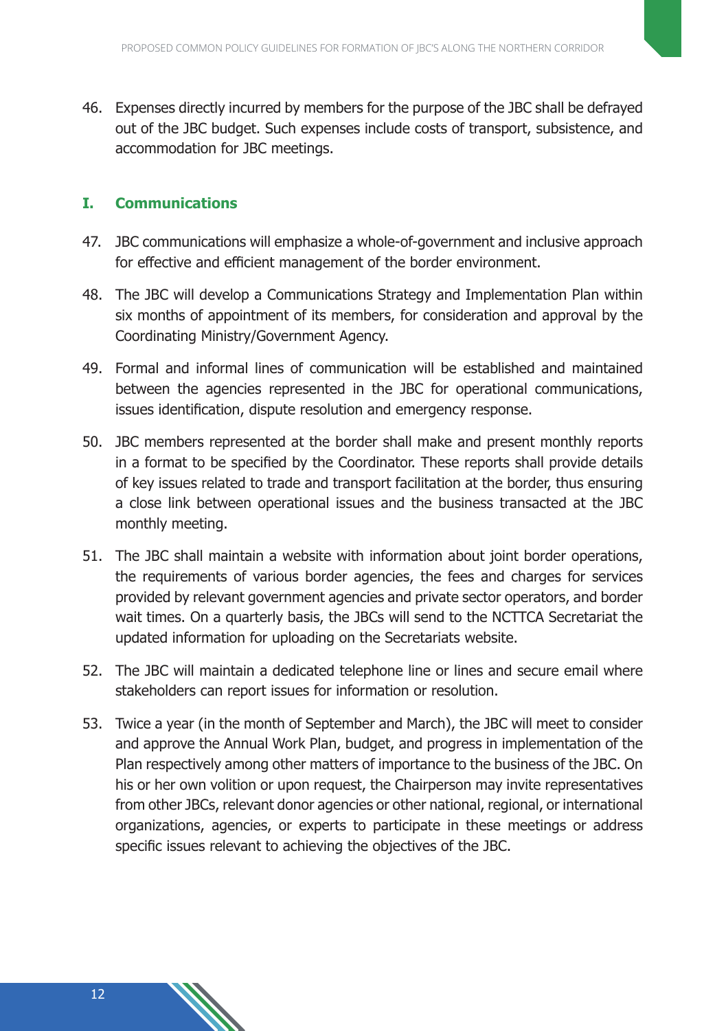46. Expenses directly incurred by members for the purpose of the JBC shall be defrayed out of the JBC budget. Such expenses include costs of transport, subsistence, and accommodation for JBC meetings.

### I. Communications

47. JBC communications will emphasize a whole-of-government and inclusive approach for effective and efficient management of the border environment.

48. The JBC will develop a Communications Strategy and Implementation Plan within six months of appointment of its members, for consideration and approval by the Coordinating Ministry/Government Agency.

49. Formal and informal lines of communication will be established and maintained between the agencies represented in the JBC for operational communications, issues identification, dispute resolution and emergency response.

50. JBC members represented at the border shall make and present monthly reports in a format to be specified by the Coordinator. These reports shall provide details of key issues related to trade and transport facilitation at the border, thus ensuring a close link between operational issues and the business transacted at the JBC monthly meeting.

51. The JBC shall maintain a website with information about joint border operations, the requirements of various border agencies, the fees and charges for services provided by relevant government agencies and private sector operators, and border wait times. On a quarterly basis, the JBCs will send to the NCTTCA Secretariat the updated information for uploading on the Secretariats website.

52. The JBC will maintain a dedicated telephone line or lines and secure email where stakeholders can report issues for information or resolution.

53. Twice a year (in the month of September and March), the JBC will meet to consider and approve the Annual Work Plan, budget, and progress in implementation of the Plan respectively among other matters of importance to the business of the JBC. On his or her own volition or upon request, the Chairperson may invite representatives from other JBCs, relevant donor agencies or other national, regional, or international organizations, agencies, or experts to participate in these meetings or address specific issues relevant to achieving the objectives of the JBC.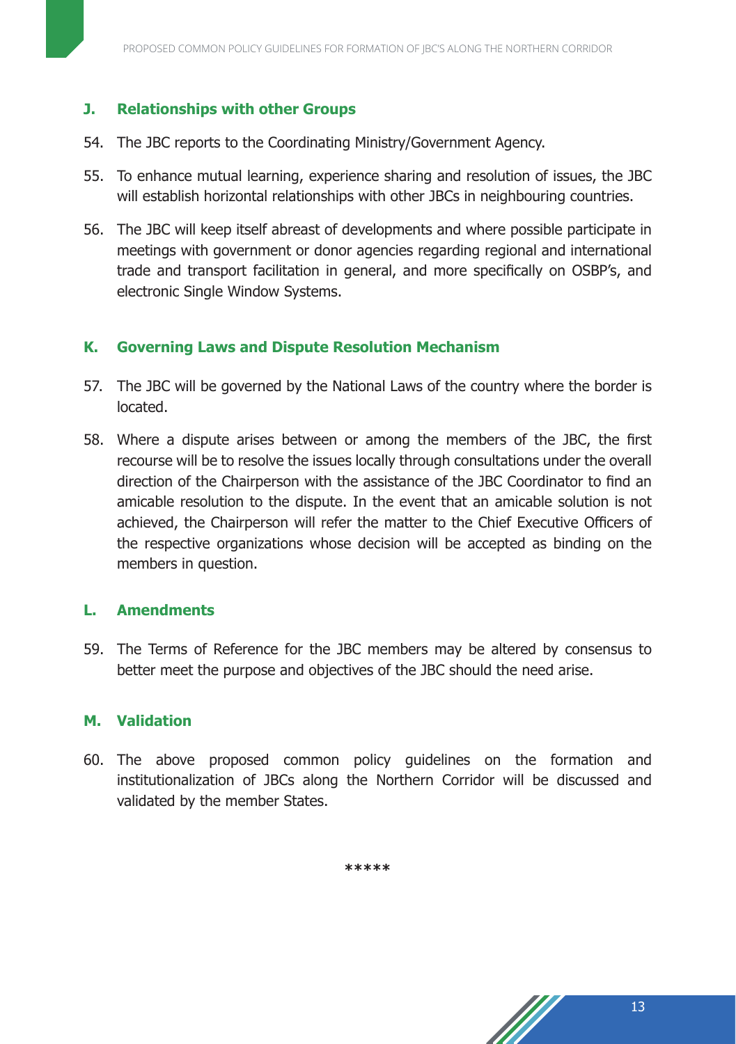## J. Relationships with other Groups

54. The JBC reports to the Coordinating Ministry/Government Agency.

55. To enhance mutual learning, experience sharing and resolution of issues, the JBC will establish horizontal relationships with other JBCs in neighbouring countries.

56. The JBC will keep itself abreast of developments and where possible participate in meetings with government or donor agencies regarding regional and international trade and transport facilitation in general, and more specifically on OSBP's, and electronic Single Window Systems.

## K. Governing Laws and Dispute Resolution Mechanism

57. The JBC will be governed by the National Laws of the country where the border is located.

58. Where a dispute arises between or among the members of the JBC, the first recourse will be to resolve the issues locally through consultations under the overall direction of the Chairperson with the assistance of the JBC Coordinator to find an amicable resolution to the dispute. In the event that an amicable solution is not achieved, the Chairperson will refer the matter to the Chief Executive Officers of the respective organizations whose decision will be accepted as binding on the members in question.

## L. Amendments

59. The Terms of Reference for the JBC members may be altered by consensus to better meet the purpose and objectives of the JBC should the need arise.

## M. Validation

60. The above proposed common policy guidelines on the formation and institutionalization of JBCs along the Northern Corridor will be discussed and validated by the member States.

*****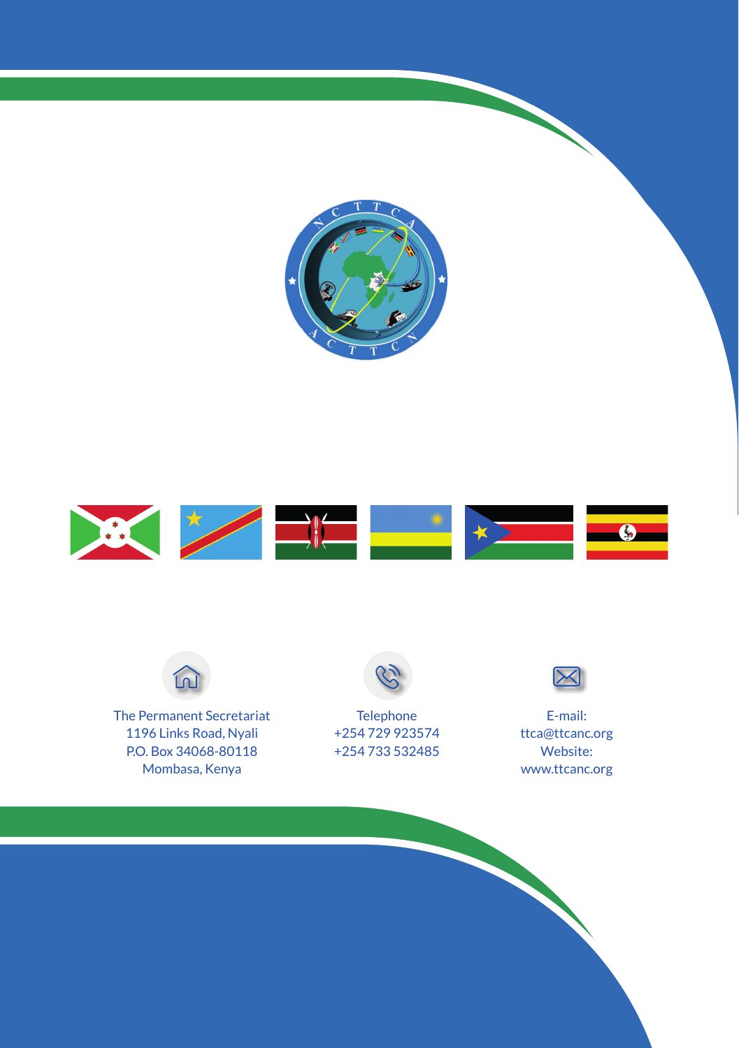The Permanent Secretariat
1196 Links Road, Nyali
P.O. Box 34068-80118
Mombasa, Kenya

Telephone
+254 729 923574
+254 733 532485

E-mail:
ttca@ttcanc.org
Website:
www.ttcanc.org